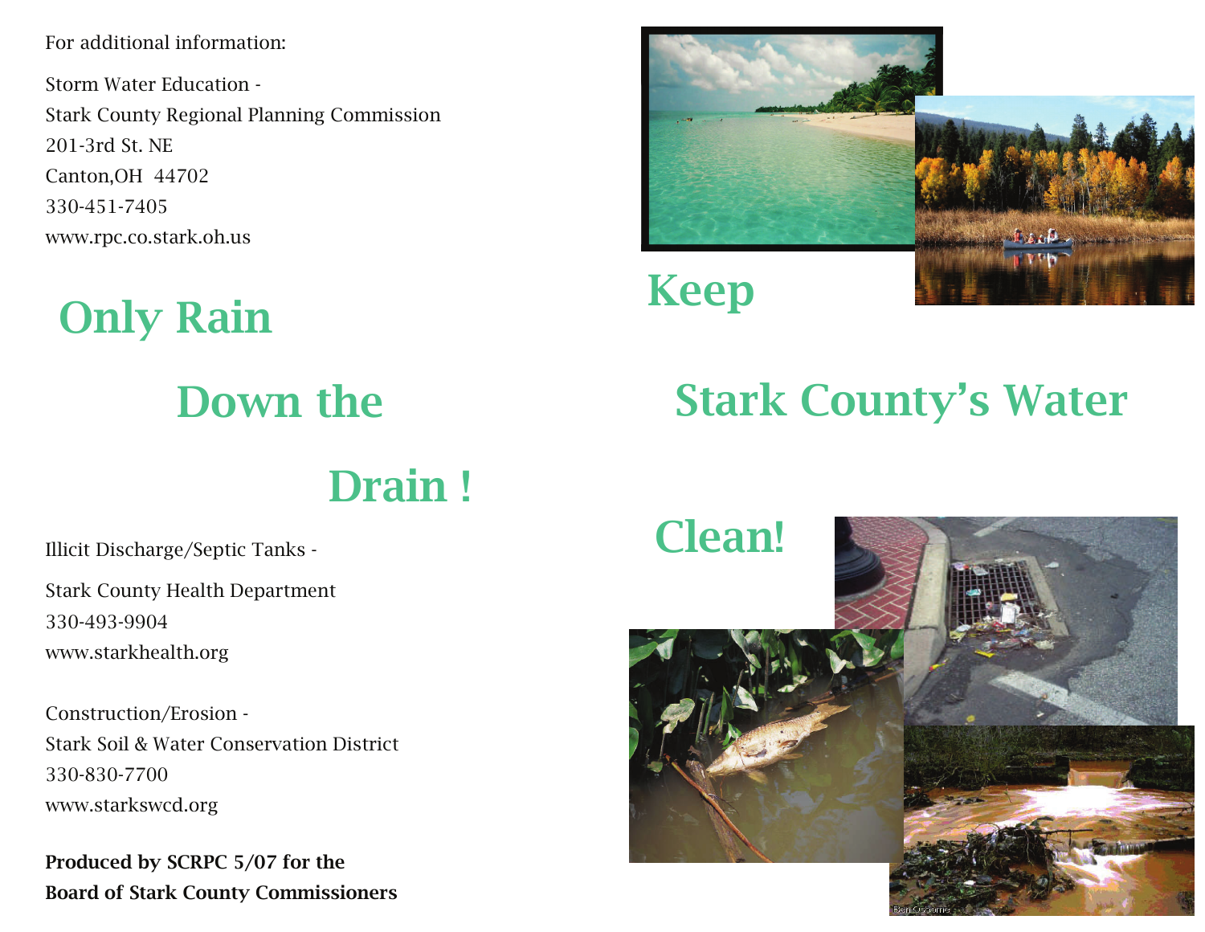For additional information:

Storm Water Education -
Stark County Regional Planning Commission
201-3rd St. NE
Canton,OH 44702
330-451-7405
www.rpc.co.stark.oh.us

# Only Rain Down the Drain !

Illicit Discharge/Septic Tanks -

Stark County Health Department
330-493-9904
www.starkhealth.org

Construction/Erosion -
Stark Soil & Water Conservation District
330-830-7700
www.starkswcd.org

**Produced by SCRPC 5/07 for the Board of Stark County Commissioners**

# Keep Stark County's Water Clean!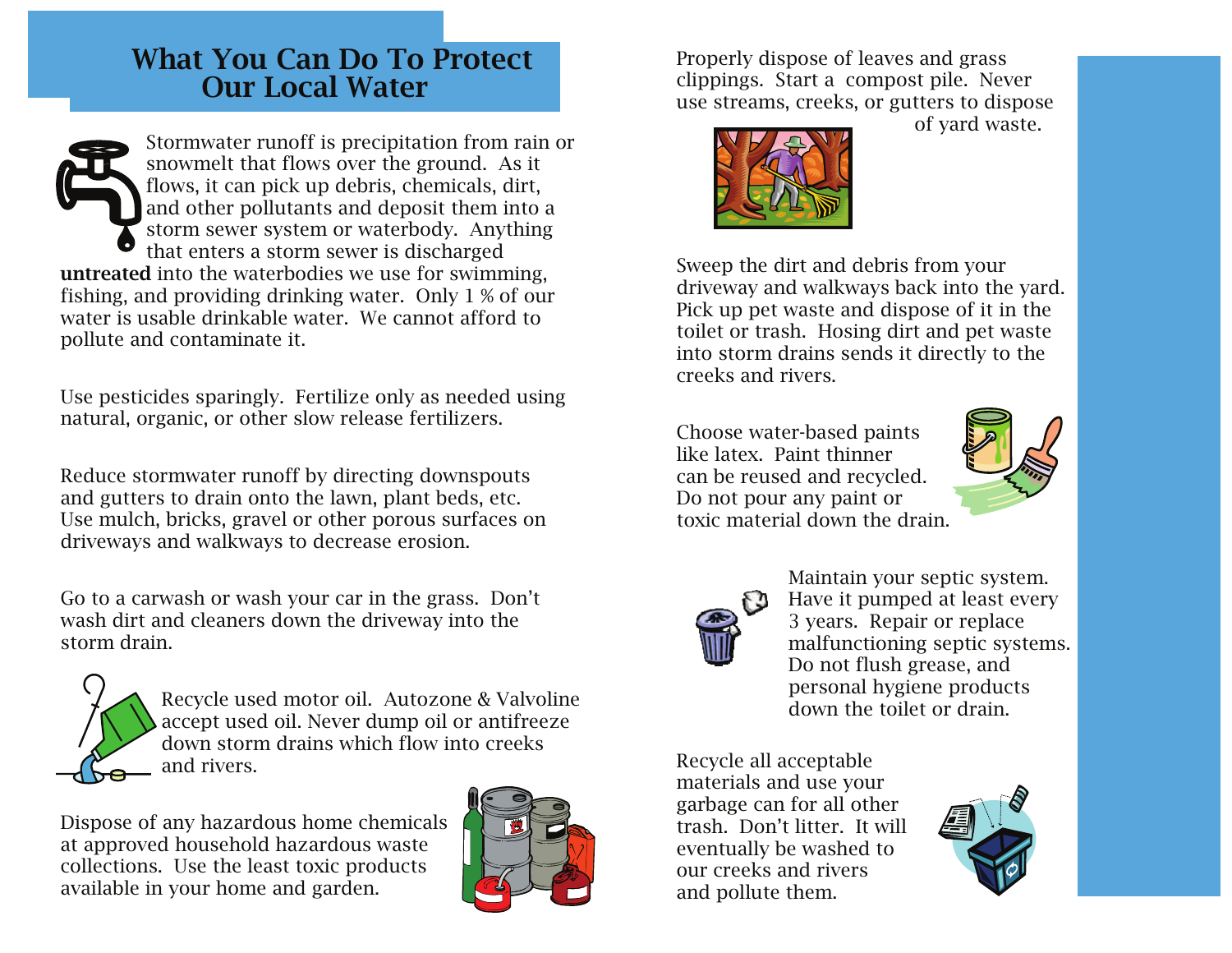## What You Can Do To Protect Our Local Water

Stormwater runoff is precipitation from rain or snowmelt that flows over the ground. As it flows, it can pick up debris, chemicals, dirt, and other pollutants and deposit them into a storm sewer system or waterbody. Anything that enters a storm sewer is discharged **untreated** into the waterbodies we use for swimming, fishing, and providing drinking water. Only 1 % of our water is usable drinkable water. We cannot afford to pollute and contaminate it.

Use pesticides sparingly. Fertilize only as needed using natural, organic, or other slow release fertilizers.

Reduce stormwater runoff by directing downspouts and gutters to drain onto the lawn, plant beds, etc. Use mulch, bricks, gravel or other porous surfaces on driveways and walkways to decrease erosion.

Go to a carwash or wash your car in the grass. Don't wash dirt and cleaners down the driveway into the storm drain.

Recycle used motor oil. Autozone & Valvoline accept used oil. Never dump oil or antifreeze down storm drains which flow into creeks and rivers.

Dispose of any hazardous home chemicals at approved household hazardous waste collections. Use the least toxic products available in your home and garden.

Properly dispose of leaves and grass clippings. Start a compost pile. Never use streams, creeks, or gutters to dispose of yard waste.

Sweep the dirt and debris from your driveway and walkways back into the yard. Pick up pet waste and dispose of it in the toilet or trash. Hosing dirt and pet waste into storm drains sends it directly to the creeks and rivers.

Choose water-based paints like latex. Paint thinner can be reused and recycled. Do not pour any paint or toxic material down the drain.

Maintain your septic system. Have it pumped at least every 3 years. Repair or replace malfunctioning septic systems. Do not flush grease, and personal hygiene products down the toilet or drain.

Recycle all acceptable materials and use your garbage can for all other trash. Don't litter. It will eventually be washed to our creeks and rivers and pollute them.